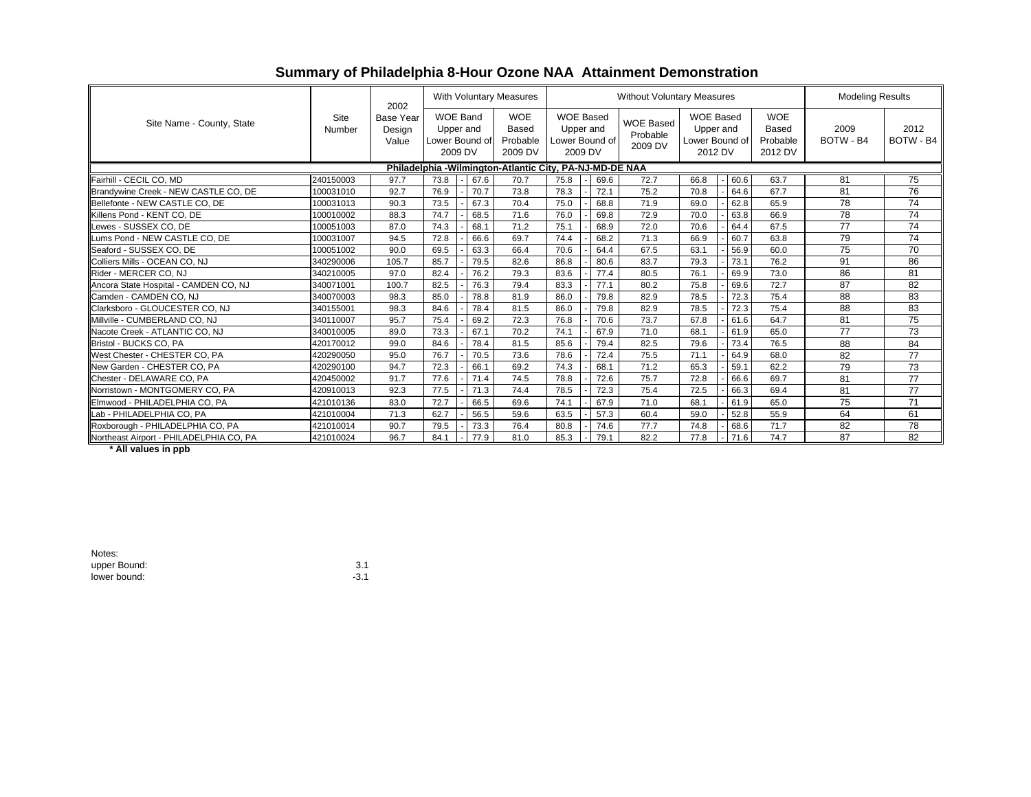# Summary of Philadelphia 8-Hour Ozone NAA Attainment Demonstration

| Site Name - County, State | Site Number | 2002 Base Year Design Value | With Voluntary Measures | | | Without Voluntary Measures | | | | | | Modeling Results | |
|---|---|---|---|---|---|---|---|---|---|---|---|---|---|
| | | | WOE Band Upper and Lower Bound of 2009 DV | | WOE Based Probable 2009 DV | WOE Based Upper and Lower Bound of 2009 DV | | WOE Based Probable 2009 DV | WOE Based Upper and Lower Bound of 2012 DV | | WOE Based Probable 2012 DV | 2009 BOTW - B4 | 2012 BOTW - B4 |
| **Philadelphia -Wilmington-Atlantic City, PA-NJ-MD-DE NAA** | | | | | | | | | | | | | |
| Fairhill - CECIL CO, MD | 240150003 | 97.7 | 73.8 | 67.6 | 70.7 | 75.8 | 69.6 | 72.7 | 66.8 | 60.6 | 63.7 | 81 | 75 |
| Brandywine Creek - NEW CASTLE CO, DE | 100031010 | 92.7 | 76.9 | 70.7 | 73.8 | 78.3 | 72.1 | 75.2 | 70.8 | 64.6 | 67.7 | 81 | 76 |
| Bellefonte - NEW CASTLE CO, DE | 100031013 | 90.3 | 73.5 | 67.3 | 70.4 | 75.0 | 68.8 | 71.9 | 69.0 | 62.8 | 65.9 | 78 | 74 |
| Killens Pond - KENT CO, DE | 100010002 | 88.3 | 74.7 | 68.5 | 71.6 | 76.0 | 69.8 | 72.9 | 70.0 | 63.8 | 66.9 | 78 | 74 |
| Lewes - SUSSEX CO, DE | 100051003 | 87.0 | 74.3 | 68.1 | 71.2 | 75.1 | 68.9 | 72.0 | 70.6 | 64.4 | 67.5 | 77 | 74 |
| Lums Pond - NEW CASTLE CO, DE | 100031007 | 94.5 | 72.8 | 66.6 | 69.7 | 74.4 | 68.2 | 71.3 | 66.9 | 60.7 | 63.8 | 79 | 74 |
| Seaford - SUSSEX CO, DE | 100051002 | 90.0 | 69.5 | 63.3 | 66.4 | 70.6 | 64.4 | 67.5 | 63.1 | 56.9 | 60.0 | 75 | 70 |
| Colliers Mills - OCEAN CO, NJ | 340290006 | 105.7 | 85.7 | 79.5 | 82.6 | 86.8 | 80.6 | 83.7 | 79.3 | 73.1 | 76.2 | 91 | 86 |
| Rider - MERCER CO, NJ | 340210005 | 97.0 | 82.4 | 76.2 | 79.3 | 83.6 | 77.4 | 80.5 | 76.1 | 69.9 | 73.0 | 86 | 81 |
| Ancora State Hospital - CAMDEN CO, NJ | 340071001 | 100.7 | 82.5 | 76.3 | 79.4 | 83.3 | 77.1 | 80.2 | 75.8 | 69.6 | 72.7 | 87 | 82 |
| Camden - CAMDEN CO, NJ | 340070003 | 98.3 | 85.0 | 78.8 | 81.9 | 86.0 | 79.8 | 82.9 | 78.5 | 72.3 | 75.4 | 88 | 83 |
| Clarksboro - GLOUCESTER CO, NJ | 340155001 | 98.3 | 84.6 | 78.4 | 81.5 | 86.0 | 79.8 | 82.9 | 78.5 | 72.3 | 75.4 | 88 | 83 |
| Millville - CUMBERLAND CO, NJ | 340110007 | 95.7 | 75.4 | 69.2 | 72.3 | 76.8 | 70.6 | 73.7 | 67.8 | 61.6 | 64.7 | 81 | 75 |
| Nacote Creek - ATLANTIC CO, NJ | 340010005 | 89.0 | 73.3 | 67.1 | 70.2 | 74.1 | 67.9 | 71.0 | 68.1 | 61.9 | 65.0 | 77 | 73 |
| Bristol - BUCKS CO, PA | 420170012 | 99.0 | 84.6 | 78.4 | 81.5 | 85.6 | 79.4 | 82.5 | 79.6 | 73.4 | 76.5 | 88 | 84 |
| West Chester - CHESTER CO, PA | 420290050 | 95.0 | 76.7 | 70.5 | 73.6 | 78.6 | 72.4 | 75.5 | 71.1 | 64.9 | 68.0 | 82 | 77 |
| New Garden - CHESTER CO, PA | 420290100 | 94.7 | 72.3 | 66.1 | 69.2 | 74.3 | 68.1 | 71.2 | 65.3 | 59.1 | 62.2 | 79 | 73 |
| Chester - DELAWARE CO, PA | 420450002 | 91.7 | 77.6 | 71.4 | 74.5 | 78.8 | 72.6 | 75.7 | 72.8 | 66.6 | 69.7 | 81 | 77 |
| Norristown - MONTGOMERY CO, PA | 420910013 | 92.3 | 77.5 | 71.3 | 74.4 | 78.5 | 72.3 | 75.4 | 72.5 | 66.3 | 69.4 | 81 | 77 |
| Elmwood - PHILADELPHIA CO, PA | 421010136 | 83.0 | 72.7 | 66.5 | 69.6 | 74.1 | 67.9 | 71.0 | 68.1 | 61.9 | 65.0 | 75 | 71 |
| Lab - PHILADELPHIA CO, PA | 421010004 | 71.3 | 62.7 | 56.5 | 59.6 | 63.5 | 57.3 | 60.4 | 59.0 | 52.8 | 55.9 | 64 | 61 |
| Roxborough - PHILADELPHIA CO, PA | 421010014 | 90.7 | 79.5 | 73.3 | 76.4 | 80.8 | 74.6 | 77.7 | 74.8 | 68.6 | 71.7 | 82 | 78 |
| Northeast Airport - PHILADELPHIA CO, PA | 421010024 | 96.7 | 84.1 | 77.9 | 81.0 | 85.3 | 79.1 | 82.2 | 77.8 | 71.6 | 74.7 | 87 | 82 |

**\* All values in ppb**

Notes:

| | |
|---|---|
| upper Bound: | 3.1 |
| lower bound: | -3.1 |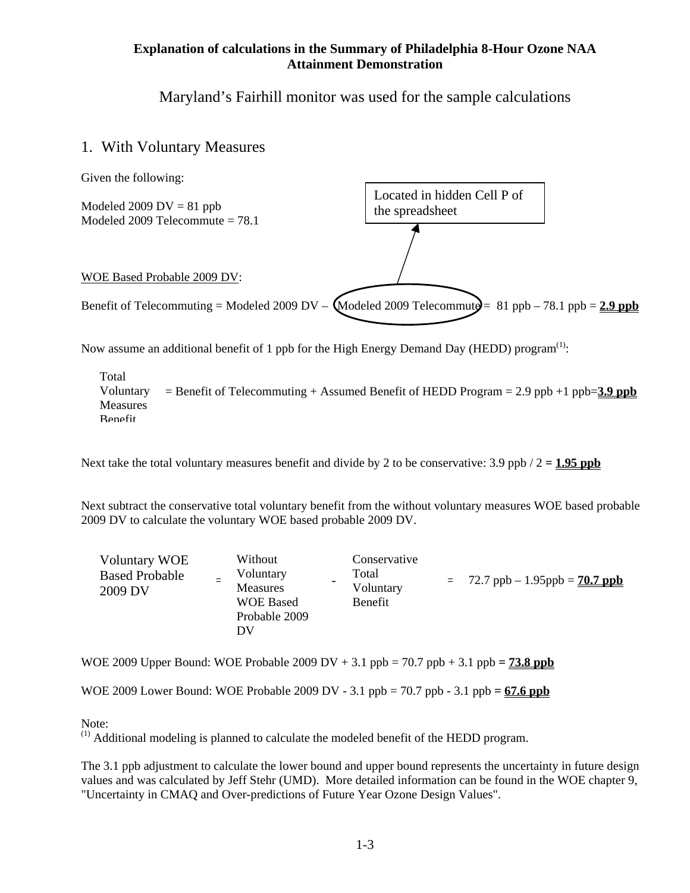**Explanation of calculations in the Summary of Philadelphia 8-Hour Ozone NAA Attainment Demonstration**

Maryland's Fairhill monitor was used for the sample calculations

## 1. With Voluntary Measures

Given the following:

Modeled 2009 DV = 81 ppb
Modeled 2009 Telecommute = 78.1

Located in hidden Cell P of the spreadsheet

WOE Based Probable 2009 DV:

Benefit of Telecommuting = Modeled 2009 DV – Modeled 2009 Telecommute = 81 ppb – 78.1 ppb = **2.9 ppb**

Now assume an additional benefit of 1 ppb for the High Energy Demand Day (HEDD) program[1]:

Total Voluntary Measures Benefit = Benefit of Telecommuting + Assumed Benefit of HEDD Program = 2.9 ppb +1 ppb=**3.9 ppb**

Next take the total voluntary measures benefit and divide by 2 to be conservative: 3.9 ppb / 2 **= 1.95 ppb**

Next subtract the conservative total voluntary benefit from the without voluntary measures WOE based probable 2009 DV to calculate the voluntary WOE based probable 2009 DV.

Voluntary WOE Based Probable 2009 DV = Without Voluntary Measures WOE Based Probable 2009 DV - Conservative Total Voluntary Benefit = 72.7 ppb – 1.95ppb = **70.7 ppb**

WOE 2009 Upper Bound: WOE Probable 2009 DV + 3.1 ppb = 70.7 ppb + 3.1 ppb **= 73.8 ppb**

WOE 2009 Lower Bound: WOE Probable 2009 DV - 3.1 ppb = 70.7 ppb - 3.1 ppb **= 67.6 ppb**

Note:
[1] Additional modeling is planned to calculate the modeled benefit of the HEDD program.

The 3.1 ppb adjustment to calculate the lower bound and upper bound represents the uncertainty in future design values and was calculated by Jeff Stehr (UMD). More detailed information can be found in the WOE chapter 9, "Uncertainty in CMAQ and Over-predictions of Future Year Ozone Design Values".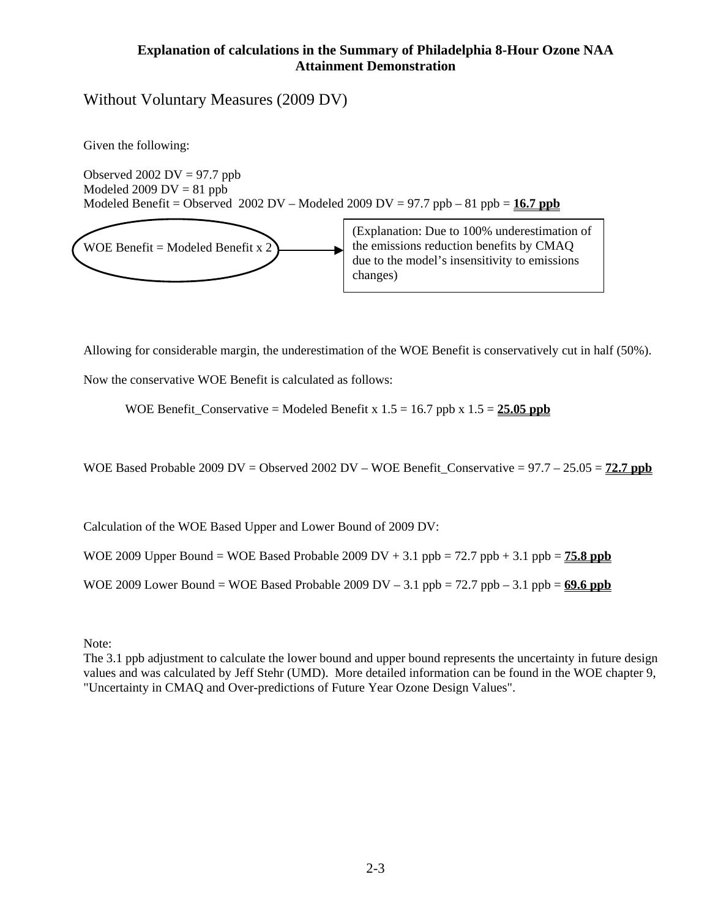**Explanation of calculations in the Summary of Philadelphia 8-Hour Ozone NAA Attainment Demonstration**

## Without Voluntary Measures (2009 DV)

Given the following:

Observed 2002 DV = 97.7 ppb
Modeled 2009 DV = 81 ppb
Modeled Benefit = Observed 2002 DV – Modeled 2009 DV = 97.7 ppb – 81 ppb = **16.7 ppb**

WOE Benefit = Modeled Benefit x 2 → (Explanation: Due to 100% underestimation of the emissions reduction benefits by CMAQ due to the model's insensitivity to emissions changes)

Allowing for considerable margin, the underestimation of the WOE Benefit is conservatively cut in half (50%).

Now the conservative WOE Benefit is calculated as follows:

WOE Benefit_Conservative = Modeled Benefit x 1.5 = 16.7 ppb x 1.5 = **25.05 ppb**

WOE Based Probable 2009 DV = Observed 2002 DV – WOE Benefit_Conservative = 97.7 – 25.05 = **72.7 ppb**

Calculation of the WOE Based Upper and Lower Bound of 2009 DV:

WOE 2009 Upper Bound = WOE Based Probable 2009 DV + 3.1 ppb = 72.7 ppb + 3.1 ppb = **75.8 ppb**

WOE 2009 Lower Bound = WOE Based Probable 2009 DV – 3.1 ppb = 72.7 ppb – 3.1 ppb = **69.6 ppb**

Note:
The 3.1 ppb adjustment to calculate the lower bound and upper bound represents the uncertainty in future design values and was calculated by Jeff Stehr (UMD). More detailed information can be found in the WOE chapter 9, "Uncertainty in CMAQ and Over-predictions of Future Year Ozone Design Values".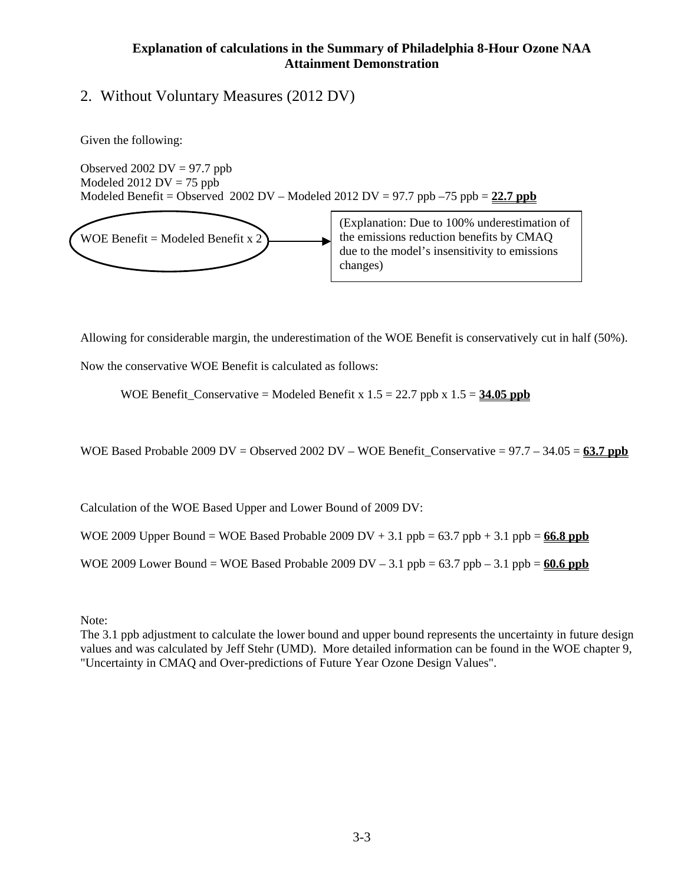**Explanation of calculations in the Summary of Philadelphia 8-Hour Ozone NAA Attainment Demonstration**

## 2. Without Voluntary Measures (2012 DV)

Given the following:

Observed 2002 DV = 97.7 ppb
Modeled 2012 DV = 75 ppb
Modeled Benefit = Observed 2002 DV – Modeled 2012 DV = 97.7 ppb –75 ppb = **22.7 ppb**

WOE Benefit = Modeled Benefit x 2 → (Explanation: Due to 100% underestimation of the emissions reduction benefits by CMAQ due to the model's insensitivity to emissions changes)

Allowing for considerable margin, the underestimation of the WOE Benefit is conservatively cut in half (50%).

Now the conservative WOE Benefit is calculated as follows:

WOE Benefit_Conservative = Modeled Benefit x 1.5 = 22.7 ppb x 1.5 = **34.05 ppb**

WOE Based Probable 2009 DV = Observed 2002 DV – WOE Benefit_Conservative = 97.7 – 34.05 = **63.7 ppb**

Calculation of the WOE Based Upper and Lower Bound of 2009 DV:

WOE 2009 Upper Bound = WOE Based Probable 2009 DV + 3.1 ppb = 63.7 ppb + 3.1 ppb = **66.8 ppb**

WOE 2009 Lower Bound = WOE Based Probable 2009 DV – 3.1 ppb = 63.7 ppb – 3.1 ppb = **60.6 ppb**

Note:
The 3.1 ppb adjustment to calculate the lower bound and upper bound represents the uncertainty in future design values and was calculated by Jeff Stehr (UMD). More detailed information can be found in the WOE chapter 9, "Uncertainty in CMAQ and Over-predictions of Future Year Ozone Design Values".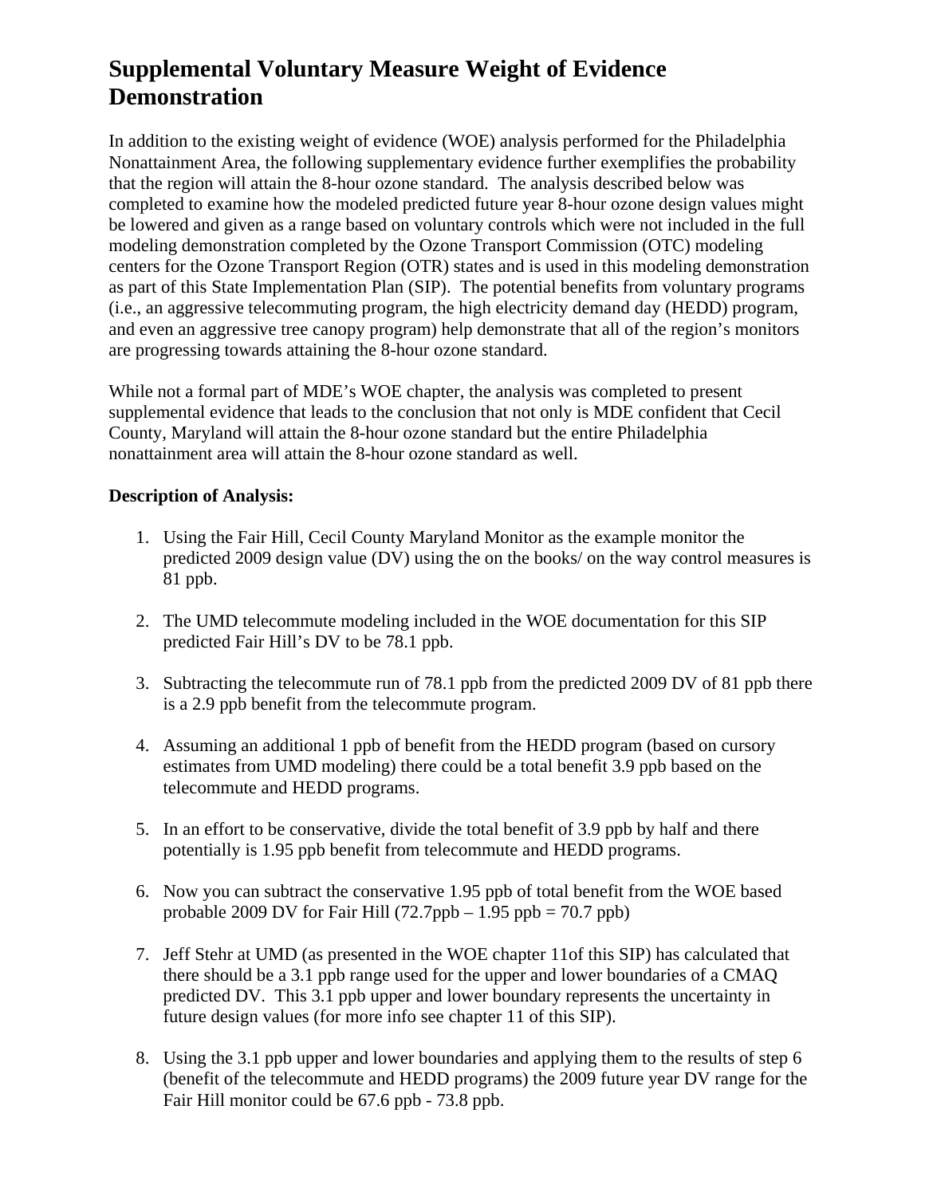# Supplemental Voluntary Measure Weight of Evidence Demonstration

In addition to the existing weight of evidence (WOE) analysis performed for the Philadelphia Nonattainment Area, the following supplementary evidence further exemplifies the probability that the region will attain the 8-hour ozone standard. The analysis described below was completed to examine how the modeled predicted future year 8-hour ozone design values might be lowered and given as a range based on voluntary controls which were not included in the full modeling demonstration completed by the Ozone Transport Commission (OTC) modeling centers for the Ozone Transport Region (OTR) states and is used in this modeling demonstration as part of this State Implementation Plan (SIP). The potential benefits from voluntary programs (i.e., an aggressive telecommuting program, the high electricity demand day (HEDD) program, and even an aggressive tree canopy program) help demonstrate that all of the region's monitors are progressing towards attaining the 8-hour ozone standard.

While not a formal part of MDE's WOE chapter, the analysis was completed to present supplemental evidence that leads to the conclusion that not only is MDE confident that Cecil County, Maryland will attain the 8-hour ozone standard but the entire Philadelphia nonattainment area will attain the 8-hour ozone standard as well.

**Description of Analysis:**

1. Using the Fair Hill, Cecil County Maryland Monitor as the example monitor the predicted 2009 design value (DV) using the on the books/ on the way control measures is 81 ppb.

2. The UMD telecommute modeling included in the WOE documentation for this SIP predicted Fair Hill's DV to be 78.1 ppb.

3. Subtracting the telecommute run of 78.1 ppb from the predicted 2009 DV of 81 ppb there is a 2.9 ppb benefit from the telecommute program.

4. Assuming an additional 1 ppb of benefit from the HEDD program (based on cursory estimates from UMD modeling) there could be a total benefit 3.9 ppb based on the telecommute and HEDD programs.

5. In an effort to be conservative, divide the total benefit of 3.9 ppb by half and there potentially is 1.95 ppb benefit from telecommute and HEDD programs.

6. Now you can subtract the conservative 1.95 ppb of total benefit from the WOE based probable 2009 DV for Fair Hill (72.7ppb – 1.95 ppb = 70.7 ppb)

7. Jeff Stehr at UMD (as presented in the WOE chapter 11of this SIP) has calculated that there should be a 3.1 ppb range used for the upper and lower boundaries of a CMAQ predicted DV. This 3.1 ppb upper and lower boundary represents the uncertainty in future design values (for more info see chapter 11 of this SIP).

8. Using the 3.1 ppb upper and lower boundaries and applying them to the results of step 6 (benefit of the telecommute and HEDD programs) the 2009 future year DV range for the Fair Hill monitor could be 67.6 ppb - 73.8 ppb.